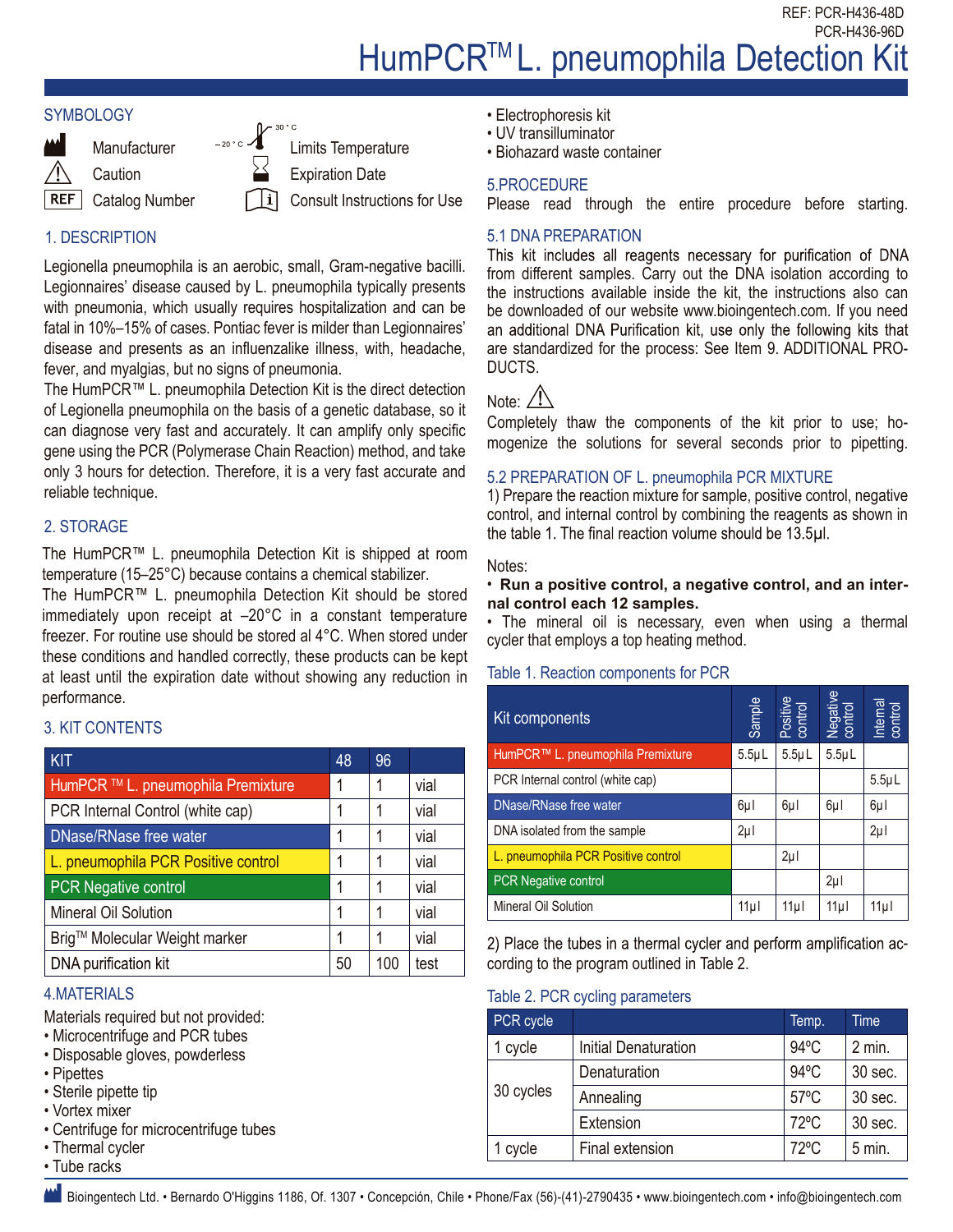REF: PCR-H436-48D
PCR-H436-96D

# HumPCR™ L. pneumophila Detection Kit

## SYMBOLOGY

- Manufacturer
- Caution
- REF Catalog Number
- Limits Temperature (−20 °C – 30 °C)
- Expiration Date
- Consult Instructions for Use

## 1. DESCRIPTION

Legionella pneumophila is an aerobic, small, Gram-negative bacilli. Legionnaires' disease caused by L. pneumophila typically presents with pneumonia, which usually requires hospitalization and can be fatal in 10%–15% of cases. Pontiac fever is milder than Legionnaires' disease and presents as an influenzalike illness, with, headache, fever, and myalgias, but no signs of pneumonia.

The HumPCR™ L. pneumophila Detection Kit is the direct detection of Legionella pneumophila on the basis of a genetic database, so it can diagnose very fast and accurately. It can amplify only specific gene using the PCR (Polymerase Chain Reaction) method, and take only 3 hours for detection. Therefore, it is a very fast accurate and reliable technique.

## 2. STORAGE

The HumPCR™ L. pneumophila Detection Kit is shipped at room temperature (15–25°C) because contains a chemical stabilizer.

The HumPCR™ L. pneumophila Detection Kit should be stored immediately upon receipt at –20°C in a constant temperature freezer. For routine use should be stored al 4°C. When stored under these conditions and handled correctly, these products can be kept at least until the expiration date without showing any reduction in performance.

## 3. KIT CONTENTS

| KIT | 48 | 96 | |
|---|---|---|---|
| HumPCR ™ L. pneumophila Premixture | 1 | 1 | vial |
| PCR Internal Control (white cap) | 1 | 1 | vial |
| DNase/RNase free water | 1 | 1 | vial |
| L. pneumophila PCR Positive control | 1 | 1 | vial |
| PCR Negative control | 1 | 1 | vial |
| Mineral Oil Solution | 1 | 1 | vial |
| Brig™ Molecular Weight marker | 1 | 1 | vial |
| DNA purification kit | 50 | 100 | test |

## 4.MATERIALS

Materials required but not provided:

- Microcentrifuge and PCR tubes
- Disposable gloves, powderless
- Pipettes
- Sterile pipette tip
- Vortex mixer
- Centrifuge for microcentrifuge tubes
- Thermal cycler
- Tube racks
- Electrophoresis kit
- UV transilluminator
- Biohazard waste container

## 5.PROCEDURE

Please read through the entire procedure before starting.

### 5.1 DNA PREPARATION

This kit includes all reagents necessary for purification of DNA from different samples. Carry out the DNA isolation according to the instructions available inside the kit, the instructions also can be downloaded of our website www.bioingentech.com. If you need an additional DNA Purification kit, use only the following kits that are standardized for the process: See Item 9. ADDITIONAL PRODUCTS.

Note: ⚠

Completely thaw the components of the kit prior to use; homogenize the solutions for several seconds prior to pipetting.

### 5.2 PREPARATION OF L. pneumophila PCR MIXTURE

1) Prepare the reaction mixture for sample, positive control, negative control, and internal control by combining the reagents as shown in the table 1. The final reaction volume should be 13.5µl.

Notes:

- **Run a positive control, a negative control, and an internal control each 12 samples.**
- The mineral oil is necessary, even when using a thermal cycler that employs a top heating method.

Table 1. Reaction components for PCR

| Kit components | Sample | Positive control | Negative control | Internal control |
|---|---|---|---|---|
| HumPCR™ L. pneumophila Premixture | 5.5µL | 5.5µL | 5.5µL | |
| PCR Internal control (white cap) | | | | 5.5µL |
| DNase/RNase free water | 6µl | 6µl | 6µl | 6µl |
| DNA isolated from the sample | 2µl | | | 2µl |
| L. pneumophila PCR Positive control | | 2µl | | |
| PCR Negative control | | | 2µl | |
| Mineral Oil Solution | 11µl | 11µl | 11µl | 11µl |

2) Place the tubes in a thermal cycler and perform amplification according to the program outlined in Table 2.

Table 2. PCR cycling parameters

| PCR cycle | | Temp. | Time |
|---|---|---|---|
| 1 cycle | Initial Denaturation | 94ºC | 2 min. |
| 30 cycles | Denaturation | 94ºC | 30 sec. |
| | Annealing | 57ºC | 30 sec. |
| | Extension | 72ºC | 30 sec. |
| 1 cycle | Final extension | 72ºC | 5 min. |

Bioingentech Ltd. • Bernardo O'Higgins 1186, Of. 1307 • Concepción, Chile • Phone/Fax (56)-(41)-2790435 • www.bioingentech.com • info@bioingentech.com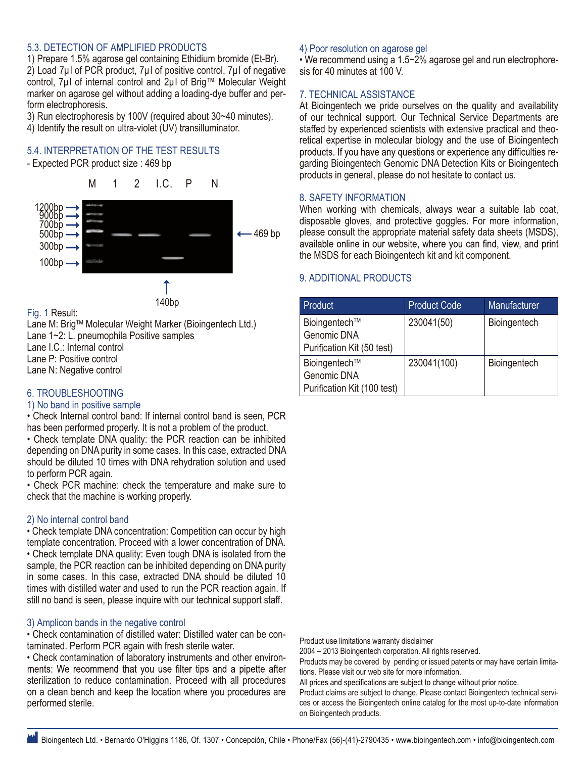### 5.3. DETECTION OF AMPLIFIED PRODUCTS

1) Prepare 1.5% agarose gel containing Ethidium bromide (Et-Br).
2) Load 7µl of PCR product, 7µl of positive control, 7µl of negative control, 7µl of internal control and 2µl of Brig™ Molecular Weight marker on agarose gel without adding a loading-dye buffer and perform electrophoresis.
3) Run electrophoresis by 100V (required about 30~40 minutes).
4) Identify the result on ultra-violet (UV) transilluminator.

### 5.4. INTERPRETATION OF THE TEST RESULTS

- Expected PCR product size : 469 bp

M 1 2 I.C. P N

1200bp
900bp
700bp
500bp
300bp
100bp

469 bp

140bp

Fig. 1 Result:
Lane M: Brig™ Molecular Weight Marker (Bioingentech Ltd.)
Lane 1~2: L. pneumophila Positive samples
Lane I.C.: Internal control
Lane P: Positive control
Lane N: Negative control

## 6. TROUBLESHOOTING

### 1) No band in positive sample

• Check Internal control band: If internal control band is seen, PCR has been performed properly. It is not a problem of the product.
• Check template DNA quality: the PCR reaction can be inhibited depending on DNA purity in some cases. In this case, extracted DNA should be diluted 10 times with DNA rehydration solution and used to perform PCR again.
• Check PCR machine: check the temperature and make sure to check that the machine is working properly.

### 2) No internal control band

• Check template DNA concentration: Competition can occur by high template concentration. Proceed with a lower concentration of DNA.
• Check template DNA quality: Even tough DNA is isolated from the sample, the PCR reaction can be inhibited depending on DNA purity in some cases. In this case, extracted DNA should be diluted 10 times with distilled water and used to run the PCR reaction again. If still no band is seen, please inquire with our technical support staff.

### 3) Amplicon bands in the negative control

• Check contamination of distilled water: Distilled water can be contaminated. Perform PCR again with fresh sterile water.
• Check contamination of laboratory instruments and other environments: We recommend that you use filter tips and a pipette after sterilization to reduce contamination. Proceed with all procedures on a clean bench and keep the location where you procedures are performed sterile.

### 4) Poor resolution on agarose gel

• We recommend using a 1.5~2% agarose gel and run electrophoresis for 40 minutes at 100 V.

## 7. TECHNICAL ASSISTANCE

At Bioingentech we pride ourselves on the quality and availability of our technical support. Our Technical Service Departments are staffed by experienced scientists with extensive practical and theoretical expertise in molecular biology and the use of Bioingentech products. If you have any questions or experience any difficulties regarding Bioingentech Genomic DNA Detection Kits or Bioingentech products in general, please do not hesitate to contact us.

## 8. SAFETY INFORMATION

When working with chemicals, always wear a suitable lab coat, disposable gloves, and protective goggles. For more information, please consult the appropriate material safety data sheets (MSDS), available online in our website, where you can find, view, and print the MSDS for each Bioingentech kit and kit component.

## 9. ADDITIONAL PRODUCTS

| Product | Product Code | Manufacturer |
|---|---|---|
| Bioingentech™ Genomic DNA Purification Kit (50 test) | 230041(50) | Bioingentech |
| Bioingentech™ Genomic DNA Purification Kit (100 test) | 230041(100) | Bioingentech |

Product use limitations warranty disclaimer
2004 – 2013 Bioingentech corporation. All rights reserved.
Products may be covered by pending or issued patents or may have certain limitations. Please visit our web site for more information.
All prices and specifications are subject to change without prior notice.
Product claims are subject to change. Please contact Bioingentech technical services or access the Bioingentech online catalog for the most up-to-date information on Bioingentech products.

Bioingentech Ltd. • Bernardo O'Higgins 1186, Of. 1307 • Concepción, Chile • Phone/Fax (56)-(41)-2790435 • www.bioingentech.com • info@bioingentech.com